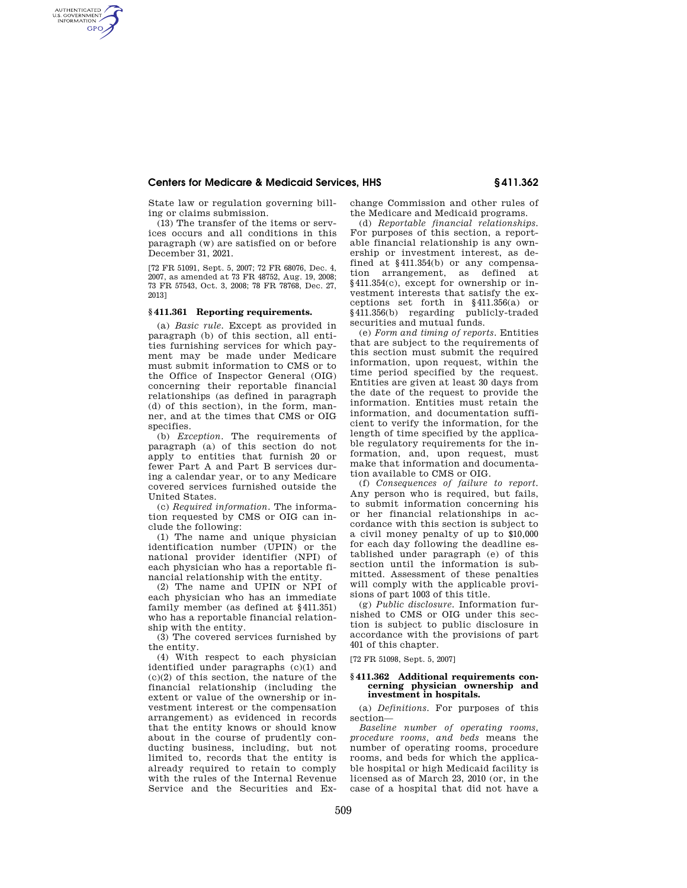State law or regulation governing billing or claims submission.

(13) The transfer of the items or services occurs and all conditions in this paragraph (w) are satisfied on or before December 31, 2021.

[72 FR 51091, Sept. 5, 2007; 72 FR 68076, Dec. 4, 2007, as amended at 73 FR 48752, Aug. 19, 2008; 73 FR 57543, Oct. 3, 2008; 78 FR 78768, Dec. 27, 2013]

## § 411.361 Reporting requirements.

(a) *Basic rule.* Except as provided in paragraph (b) of this section, all entities furnishing services for which payment may be made under Medicare must submit information to CMS or to the Office of Inspector General (OIG) concerning their reportable financial relationships (as defined in paragraph (d) of this section), in the form, manner, and at the times that CMS or OIG specifies.

(b) *Exception.* The requirements of paragraph (a) of this section do not apply to entities that furnish 20 or fewer Part A and Part B services during a calendar year, or to any Medicare covered services furnished outside the United States.

(c) *Required information.* The information requested by CMS or OIG can include the following:

(1) The name and unique physician identification number (UPIN) or the national provider identifier (NPI) of each physician who has a reportable financial relationship with the entity.

(2) The name and UPIN or NPI of each physician who has an immediate family member (as defined at § 411.351) who has a reportable financial relationship with the entity.

(3) The covered services furnished by the entity.

(4) With respect to each physician identified under paragraphs (c)(1) and (c)(2) of this section, the nature of the financial relationship (including the extent or value of the ownership or investment interest or the compensation arrangement) as evidenced in records that the entity knows or should know about in the course of prudently conducting business, including, but not limited to, records that the entity is already required to retain to comply with the rules of the Internal Revenue Service and the Securities and Exchange Commission and other rules of the Medicare and Medicaid programs.

(d) *Reportable financial relationships.* For purposes of this section, a reportable financial relationship is any ownership or investment interest, as defined at § 411.354(b) or any compensation arrangement, as defined at § 411.354(c), except for ownership or investment interests that satisfy the exceptions set forth in § 411.356(a) or § 411.356(b) regarding publicly-traded securities and mutual funds.

(e) *Form and timing of reports.* Entities that are subject to the requirements of this section must submit the required information, upon request, within the time period specified by the request. Entities are given at least 30 days from the date of the request to provide the information. Entities must retain the information, and documentation sufficient to verify the information, for the length of time specified by the applicable regulatory requirements for the information, and, upon request, must make that information and documentation available to CMS or OIG.

(f) *Consequences of failure to report.* Any person who is required, but fails, to submit information concerning his or her financial relationships in accordance with this section is subject to a civil money penalty of up to $10,000 for each day following the deadline established under paragraph (e) of this section until the information is submitted. Assessment of these penalties will comply with the applicable provisions of part 1003 of this title.

(g) *Public disclosure.* Information furnished to CMS or OIG under this section is subject to public disclosure in accordance with the provisions of part 401 of this chapter.

[72 FR 51098, Sept. 5, 2007]

## § 411.362 Additional requirements concerning physician ownership and investment in hospitals.

(a) *Definitions.* For purposes of this section—

*Baseline number of operating rooms, procedure rooms, and beds* means the number of operating rooms, procedure rooms, and beds for which the applicable hospital or high Medicaid facility is licensed as of March 23, 2010 (or, in the case of a hospital that did not have a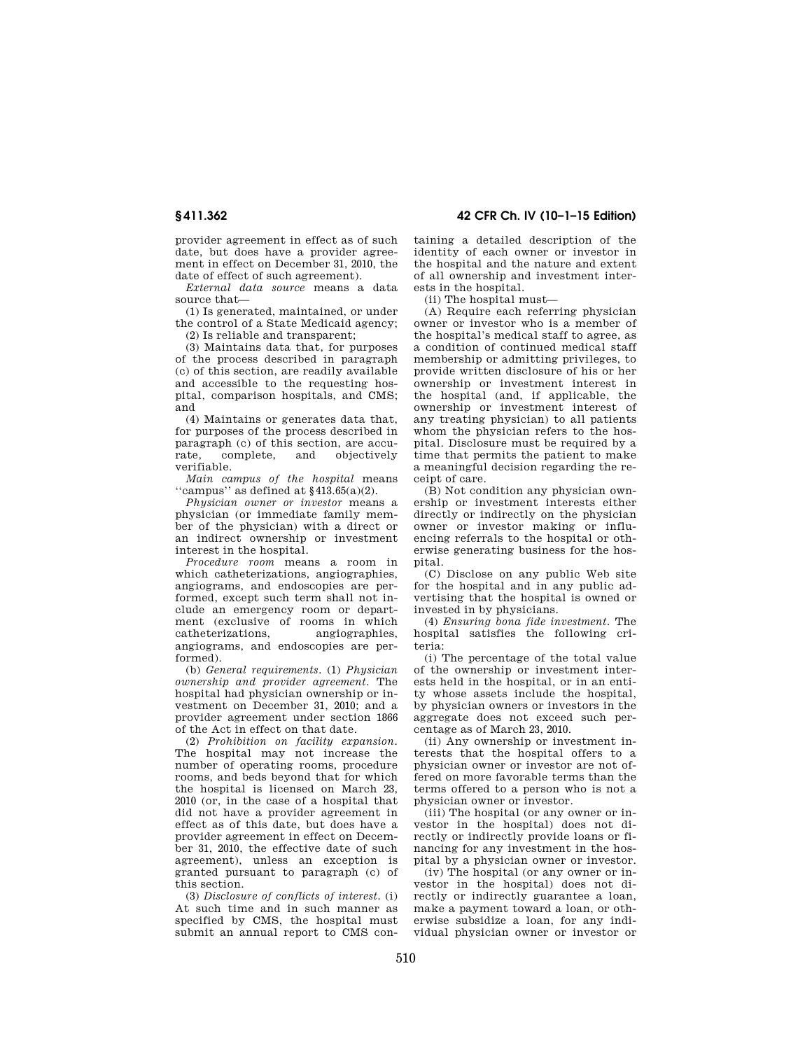provider agreement in effect as of such date, but does have a provider agreement in effect on December 31, 2010, the date of effect of such agreement).

*External data source* means a data source that—

(1) Is generated, maintained, or under the control of a State Medicaid agency;

(2) Is reliable and transparent;

(3) Maintains data that, for purposes of the process described in paragraph (c) of this section, are readily available and accessible to the requesting hospital, comparison hospitals, and CMS; and

(4) Maintains or generates data that, for purposes of the process described in paragraph (c) of this section, are accurate, complete, and objectively verifiable.

*Main campus of the hospital* means "campus" as defined at §413.65(a)(2).

*Physician owner or investor* means a physician (or immediate family member of the physician) with a direct or an indirect ownership or investment interest in the hospital.

*Procedure room* means a room in which catheterizations, angiographies, angiograms, and endoscopies are performed, except such term shall not include an emergency room or department (exclusive of rooms in which catheterizations, angiographies, angiograms, and endoscopies are performed).

(b) *General requirements.* (1) *Physician ownership and provider agreement.* The hospital had physician ownership or investment on December 31, 2010; and a provider agreement under section 1866 of the Act in effect on that date.

(2) *Prohibition on facility expansion.* The hospital may not increase the number of operating rooms, procedure rooms, and beds beyond that for which the hospital is licensed on March 23, 2010 (or, in the case of a hospital that did not have a provider agreement in effect as of this date, but does have a provider agreement in effect on December 31, 2010, the effective date of such agreement), unless an exception is granted pursuant to paragraph (c) of this section.

(3) *Disclosure of conflicts of interest.* (i) At such time and in such manner as specified by CMS, the hospital must submit an annual report to CMS containing a detailed description of the identity of each owner or investor in the hospital and the nature and extent of all ownership and investment interests in the hospital.

(ii) The hospital must—

(A) Require each referring physician owner or investor who is a member of the hospital's medical staff to agree, as a condition of continued medical staff membership or admitting privileges, to provide written disclosure of his or her ownership or investment interest in the hospital (and, if applicable, the ownership or investment interest of any treating physician) to all patients whom the physician refers to the hospital. Disclosure must be required by a time that permits the patient to make a meaningful decision regarding the receipt of care.

(B) Not condition any physician ownership or investment interests either directly or indirectly on the physician owner or investor making or influencing referrals to the hospital or otherwise generating business for the hospital.

(C) Disclose on any public Web site for the hospital and in any public advertising that the hospital is owned or invested in by physicians.

(4) *Ensuring bona fide investment.* The hospital satisfies the following criteria:

(i) The percentage of the total value of the ownership or investment interests held in the hospital, or in an entity whose assets include the hospital, by physician owners or investors in the aggregate does not exceed such percentage as of March 23, 2010.

(ii) Any ownership or investment interests that the hospital offers to a physician owner or investor are not offered on more favorable terms than the terms offered to a person who is not a physician owner or investor.

(iii) The hospital (or any owner or investor in the hospital) does not directly or indirectly provide loans or financing for any investment in the hospital by a physician owner or investor.

(iv) The hospital (or any owner or investor in the hospital) does not directly or indirectly guarantee a loan, make a payment toward a loan, or otherwise subsidize a loan, for any individual physician owner or investor or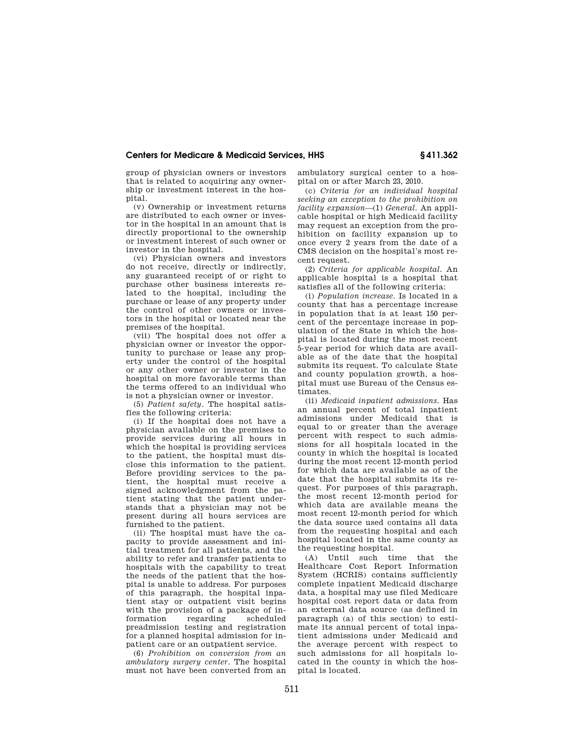group of physician owners or investors that is related to acquiring any ownership or investment interest in the hospital.

(v) Ownership or investment returns are distributed to each owner or investor in the hospital in an amount that is directly proportional to the ownership or investment interest of such owner or investor in the hospital.

(vi) Physician owners and investors do not receive, directly or indirectly, any guaranteed receipt of or right to purchase other business interests related to the hospital, including the purchase or lease of any property under the control of other owners or investors in the hospital or located near the premises of the hospital.

(vii) The hospital does not offer a physician owner or investor the opportunity to purchase or lease any property under the control of the hospital or any other owner or investor in the hospital on more favorable terms than the terms offered to an individual who is not a physician owner or investor.

(5) *Patient safety.* The hospital satisfies the following criteria:

(i) If the hospital does not have a physician available on the premises to provide services during all hours in which the hospital is providing services to the patient, the hospital must disclose this information to the patient. Before providing services to the patient, the hospital must receive a signed acknowledgment from the patient stating that the patient understands that a physician may not be present during all hours services are furnished to the patient.

(ii) The hospital must have the capacity to provide assessment and initial treatment for all patients, and the ability to refer and transfer patients to hospitals with the capability to treat the needs of the patient that the hospital is unable to address. For purposes of this paragraph, the hospital inpatient stay or outpatient visit begins with the provision of a package of information regarding scheduled preadmission testing and registration for a planned hospital admission for inpatient care or an outpatient service.

(6) *Prohibition on conversion from an ambulatory surgery center.* The hospital must not have been converted from an ambulatory surgical center to a hospital on or after March 23, 2010.

(c) *Criteria for an individual hospital seeking an exception to the prohibition on facility expansion*—(1) *General.* An applicable hospital or high Medicaid facility may request an exception from the prohibition on facility expansion up to once every 2 years from the date of a CMS decision on the hospital's most recent request.

(2) *Criteria for applicable hospital.* An applicable hospital is a hospital that satisfies all of the following criteria:

(i) *Population increase.* Is located in a county that has a percentage increase in population that is at least 150 percent of the percentage increase in population of the State in which the hospital is located during the most recent 5-year period for which data are available as of the date that the hospital submits its request. To calculate State and county population growth, a hospital must use Bureau of the Census estimates.

(ii) *Medicaid inpatient admissions.* Has an annual percent of total inpatient admissions under Medicaid that is equal to or greater than the average percent with respect to such admissions for all hospitals located in the county in which the hospital is located during the most recent 12-month period for which data are available as of the date that the hospital submits its request. For purposes of this paragraph, the most recent 12-month period for which data are available means the most recent 12-month period for which the data source used contains all data from the requesting hospital and each hospital located in the same county as the requesting hospital.

(A) Until such time that the Healthcare Cost Report Information System (HCRIS) contains sufficiently complete inpatient Medicaid discharge data, a hospital may use filed Medicare hospital cost report data or data from an external data source (as defined in paragraph (a) of this section) to estimate its annual percent of total inpatient admissions under Medicaid and the average percent with respect to such admissions for all hospitals located in the county in which the hospital is located.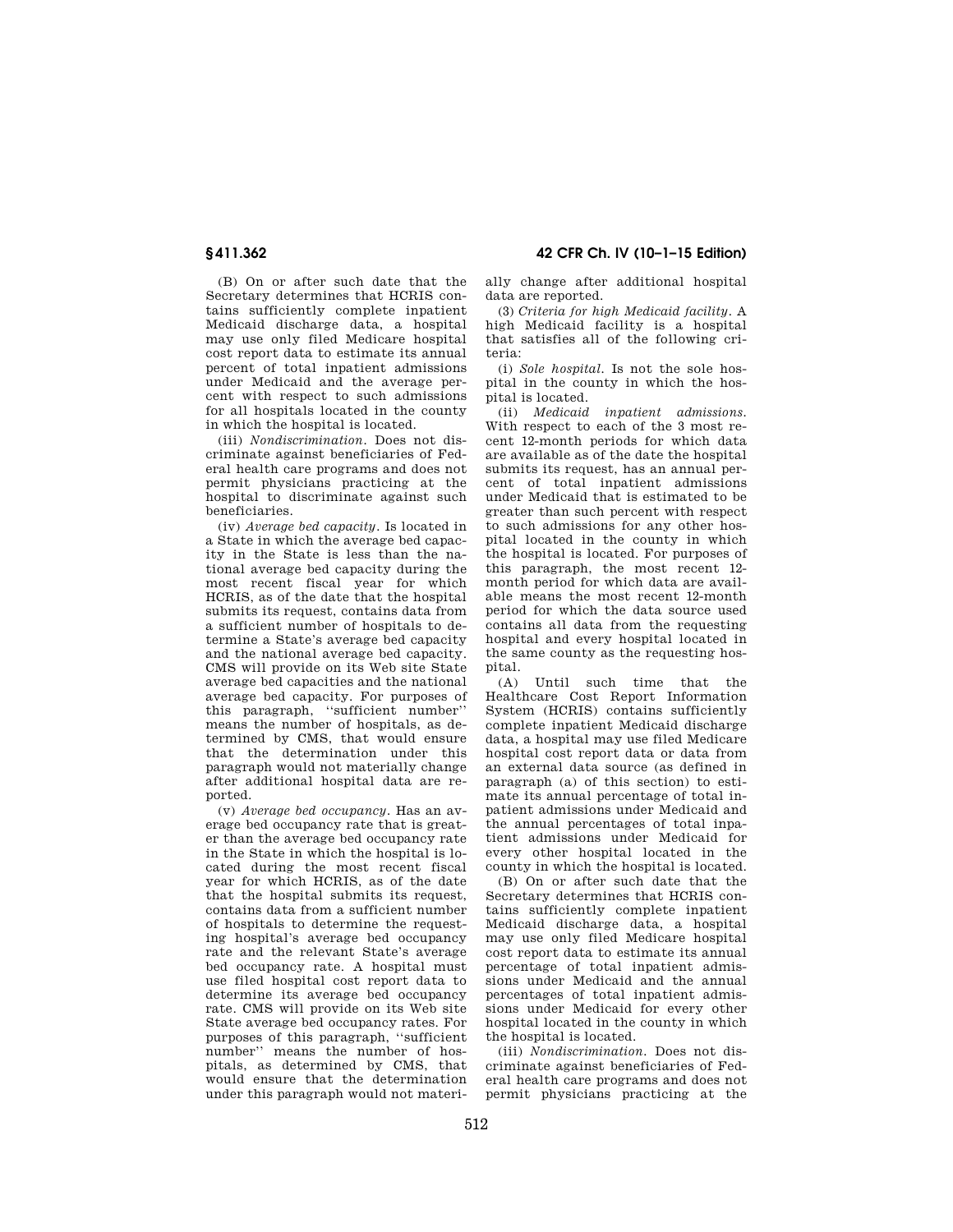(B) On or after such date that the Secretary determines that HCRIS contains sufficiently complete inpatient Medicaid discharge data, a hospital may use only filed Medicare hospital cost report data to estimate its annual percent of total inpatient admissions under Medicaid and the average percent with respect to such admissions for all hospitals located in the county in which the hospital is located.

(iii) *Nondiscrimination*. Does not discriminate against beneficiaries of Federal health care programs and does not permit physicians practicing at the hospital to discriminate against such beneficiaries.

(iv) *Average bed capacity*. Is located in a State in which the average bed capacity in the State is less than the national average bed capacity during the most recent fiscal year for which HCRIS, as of the date that the hospital submits its request, contains data from a sufficient number of hospitals to determine a State's average bed capacity and the national average bed capacity. CMS will provide on its Web site State average bed capacities and the national average bed capacity. For purposes of this paragraph, "sufficient number" means the number of hospitals, as determined by CMS, that would ensure that the determination under this paragraph would not materially change after additional hospital data are reported.

(v) *Average bed occupancy*. Has an average bed occupancy rate that is greater than the average bed occupancy rate in the State in which the hospital is located during the most recent fiscal year for which HCRIS, as of the date that the hospital submits its request, contains data from a sufficient number of hospitals to determine the requesting hospital's average bed occupancy rate and the relevant State's average bed occupancy rate. A hospital must use filed hospital cost report data to determine its average bed occupancy rate. CMS will provide on its Web site State average bed occupancy rates. For purposes of this paragraph, "sufficient number" means the number of hospitals, as determined by CMS, that would ensure that the determination under this paragraph would not materially change after additional hospital data are reported.

(3) *Criteria for high Medicaid facility*. A high Medicaid facility is a hospital that satisfies all of the following criteria:

(i) *Sole hospital*. Is not the sole hospital in the county in which the hospital is located.

(ii) *Medicaid inpatient admissions*. With respect to each of the 3 most recent 12-month periods for which data are available as of the date the hospital submits its request, has an annual percent of total inpatient admissions under Medicaid that is estimated to be greater than such percent with respect to such admissions for any other hospital located in the county in which the hospital is located. For purposes of this paragraph, the most recent 12-month period for which data are available means the most recent 12-month period for which the data source used contains all data from the requesting hospital and every hospital located in the same county as the requesting hospital.

(A) Until such time that the Healthcare Cost Report Information System (HCRIS) contains sufficiently complete inpatient Medicaid discharge data, a hospital may use filed Medicare hospital cost report data or data from an external data source (as defined in paragraph (a) of this section) to estimate its annual percentage of total inpatient admissions under Medicaid and the annual percentages of total inpatient admissions under Medicaid for every other hospital located in the county in which the hospital is located.

(B) On or after such date that the Secretary determines that HCRIS contains sufficiently complete inpatient Medicaid discharge data, a hospital may use only filed Medicare hospital cost report data to estimate its annual percentage of total inpatient admissions under Medicaid and the annual percentages of total inpatient admissions under Medicaid for every other hospital located in the county in which the hospital is located.

(iii) *Nondiscrimination*. Does not discriminate against beneficiaries of Federal health care programs and does not permit physicians practicing at the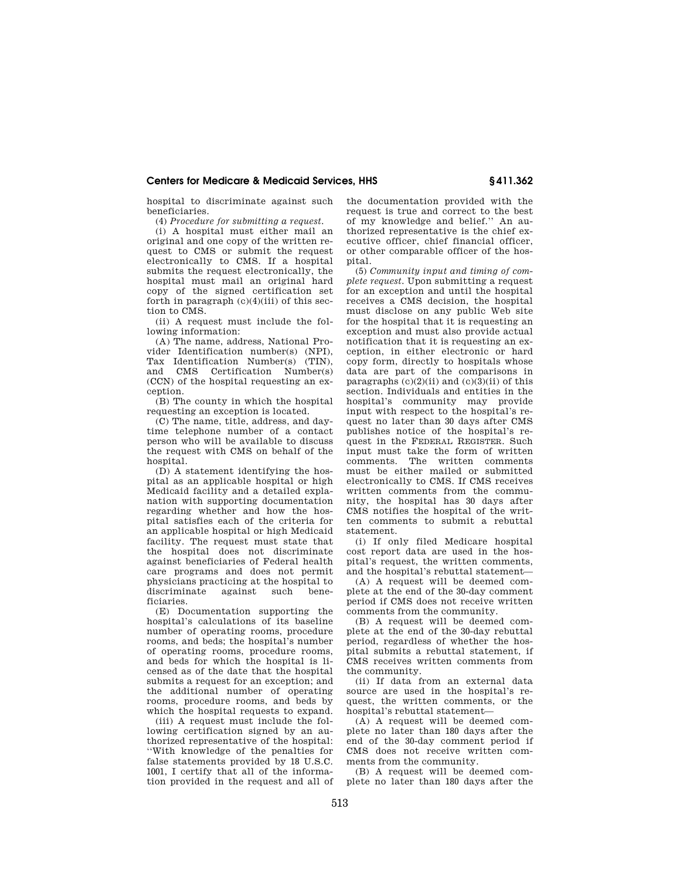hospital to discriminate against such beneficiaries.

(4) *Procedure for submitting a request.*

(i) A hospital must either mail an original and one copy of the written request to CMS or submit the request electronically to CMS. If a hospital submits the request electronically, the hospital must mail an original hard copy of the signed certification set forth in paragraph (c)(4)(iii) of this section to CMS.

(ii) A request must include the following information:

(A) The name, address, National Provider Identification number(s) (NPI), Tax Identification Number(s) (TIN), and CMS Certification Number(s) (CCN) of the hospital requesting an exception.

(B) The county in which the hospital requesting an exception is located.

(C) The name, title, address, and daytime telephone number of a contact person who will be available to discuss the request with CMS on behalf of the hospital.

(D) A statement identifying the hospital as an applicable hospital or high Medicaid facility and a detailed explanation with supporting documentation regarding whether and how the hospital satisfies each of the criteria for an applicable hospital or high Medicaid facility. The request must state that the hospital does not discriminate against beneficiaries of Federal health care programs and does not permit physicians practicing at the hospital to discriminate against such beneficiaries.

(E) Documentation supporting the hospital's calculations of its baseline number of operating rooms, procedure rooms, and beds; the hospital's number of operating rooms, procedure rooms, and beds for which the hospital is licensed as of the date that the hospital submits a request for an exception; and the additional number of operating rooms, procedure rooms, and beds by which the hospital requests to expand.

(iii) A request must include the following certification signed by an authorized representative of the hospital: "With knowledge of the penalties for false statements provided by 18 U.S.C. 1001, I certify that all of the information provided in the request and all of the documentation provided with the request is true and correct to the best of my knowledge and belief." An authorized representative is the chief executive officer, chief financial officer, or other comparable officer of the hospital.

(5) *Community input and timing of complete request.* Upon submitting a request for an exception and until the hospital receives a CMS decision, the hospital must disclose on any public Web site for the hospital that it is requesting an exception and must also provide actual notification that it is requesting an exception, in either electronic or hard copy form, directly to hospitals whose data are part of the comparisons in paragraphs (c)(2)(ii) and (c)(3)(ii) of this section. Individuals and entities in the hospital's community may provide input with respect to the hospital's request no later than 30 days after CMS publishes notice of the hospital's request in the FEDERAL REGISTER. Such input must take the form of written comments. The written comments must be either mailed or submitted electronically to CMS. If CMS receives written comments from the community, the hospital has 30 days after CMS notifies the hospital of the written comments to submit a rebuttal statement.

(i) If only filed Medicare hospital cost report data are used in the hospital's request, the written comments, and the hospital's rebuttal statement—

(A) A request will be deemed complete at the end of the 30-day comment period if CMS does not receive written comments from the community.

(B) A request will be deemed complete at the end of the 30-day rebuttal period, regardless of whether the hospital submits a rebuttal statement, if CMS receives written comments from the community.

(ii) If data from an external data source are used in the hospital's request, the written comments, or the hospital's rebuttal statement—

(A) A request will be deemed complete no later than 180 days after the end of the 30-day comment period if CMS does not receive written comments from the community.

(B) A request will be deemed complete no later than 180 days after the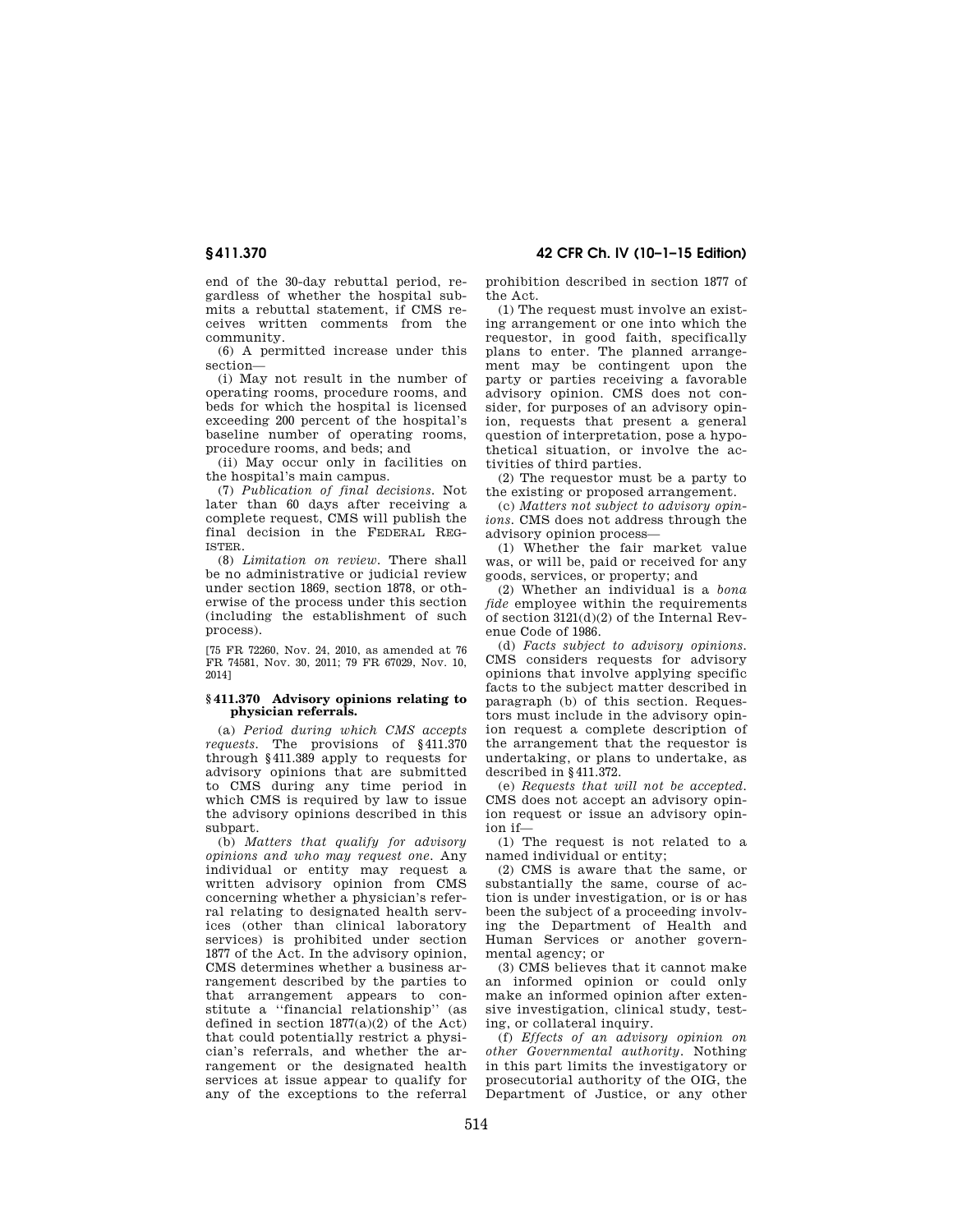end of the 30-day rebuttal period, regardless of whether the hospital submits a rebuttal statement, if CMS receives written comments from the community.

(6) A permitted increase under this section—

(i) May not result in the number of operating rooms, procedure rooms, and beds for which the hospital is licensed exceeding 200 percent of the hospital's baseline number of operating rooms, procedure rooms, and beds; and

(ii) May occur only in facilities on the hospital's main campus.

(7) *Publication of final decisions.* Not later than 60 days after receiving a complete request, CMS will publish the final decision in the FEDERAL REGISTER.

(8) *Limitation on review.* There shall be no administrative or judicial review under section 1869, section 1878, or otherwise of the process under this section (including the establishment of such process).

[75 FR 72260, Nov. 24, 2010, as amended at 76 FR 74581, Nov. 30, 2011; 79 FR 67029, Nov. 10, 2014]

### § 411.370 Advisory opinions relating to physician referrals.

(a) *Period during which CMS accepts requests.* The provisions of § 411.370 through § 411.389 apply to requests for advisory opinions that are submitted to CMS during any time period in which CMS is required by law to issue the advisory opinions described in this subpart.

(b) *Matters that qualify for advisory opinions and who may request one.* Any individual or entity may request a written advisory opinion from CMS concerning whether a physician's referral relating to designated health services (other than clinical laboratory services) is prohibited under section 1877 of the Act. In the advisory opinion, CMS determines whether a business arrangement described by the parties to that arrangement appears to constitute a "financial relationship" (as defined in section 1877(a)(2) of the Act) that could potentially restrict a physician's referrals, and whether the arrangement or the designated health services at issue appear to qualify for any of the exceptions to the referral prohibition described in section 1877 of the Act.

(1) The request must involve an existing arrangement or one into which the requestor, in good faith, specifically plans to enter. The planned arrangement may be contingent upon the party or parties receiving a favorable advisory opinion. CMS does not consider, for purposes of an advisory opinion, requests that present a general question of interpretation, pose a hypothetical situation, or involve the activities of third parties.

(2) The requestor must be a party to the existing or proposed arrangement.

(c) *Matters not subject to advisory opinions.* CMS does not address through the advisory opinion process—

(1) Whether the fair market value was, or will be, paid or received for any goods, services, or property; and

(2) Whether an individual is a *bona fide* employee within the requirements of section 3121(d)(2) of the Internal Revenue Code of 1986.

(d) *Facts subject to advisory opinions.* CMS considers requests for advisory opinions that involve applying specific facts to the subject matter described in paragraph (b) of this section. Requestors must include in the advisory opinion request a complete description of the arrangement that the requestor is undertaking, or plans to undertake, as described in § 411.372.

(e) *Requests that will not be accepted.* CMS does not accept an advisory opinion request or issue an advisory opinion if—

(1) The request is not related to a named individual or entity;

(2) CMS is aware that the same, or substantially the same, course of action is under investigation, or is or has been the subject of a proceeding involving the Department of Health and Human Services or another governmental agency; or

(3) CMS believes that it cannot make an informed opinion or could only make an informed opinion after extensive investigation, clinical study, testing, or collateral inquiry.

(f) *Effects of an advisory opinion on other Governmental authority.* Nothing in this part limits the investigatory or prosecutorial authority of the OIG, the Department of Justice, or any other